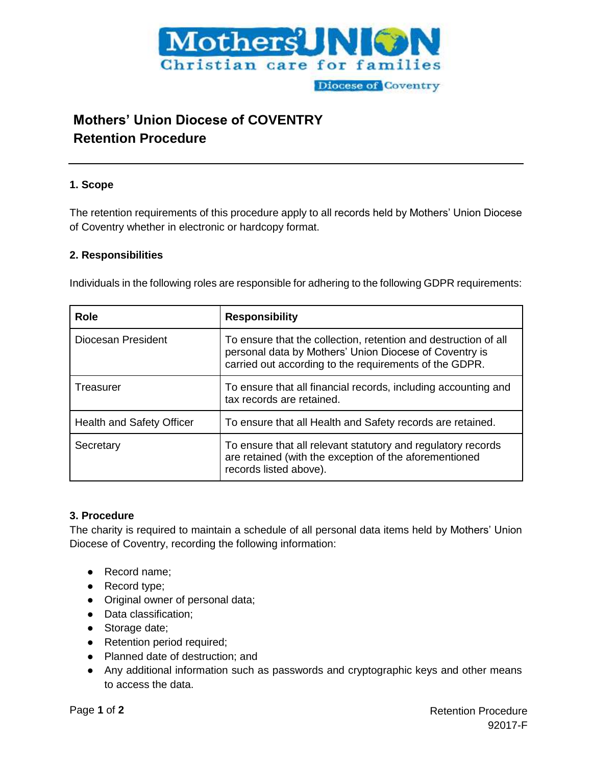# Mothers' Union Diocese of COVENTRY
# Retention Procedure

## 1. Scope

The retention requirements of this procedure apply to all records held by Mothers' Union Diocese of Coventry whether in electronic or hardcopy format.

## 2. Responsibilities

Individuals in the following roles are responsible for adhering to the following GDPR requirements:

| Role | Responsibility |
| --- | --- |
| Diocesan President | To ensure that the collection, retention and destruction of all personal data by Mothers' Union Diocese of Coventry is carried out according to the requirements of the GDPR. |
| Treasurer | To ensure that all financial records, including accounting and tax records are retained. |
| Health and Safety Officer | To ensure that all Health and Safety records are retained. |
| Secretary | To ensure that all relevant statutory and regulatory records are retained (with the exception of the aforementioned records listed above). |

## 3. Procedure

The charity is required to maintain a schedule of all personal data items held by Mothers' Union Diocese of Coventry, recording the following information:

- Record name;
- Record type;
- Original owner of personal data;
- Data classification;
- Storage date;
- Retention period required;
- Planned date of destruction; and
- Any additional information such as passwords and cryptographic keys and other means to access the data.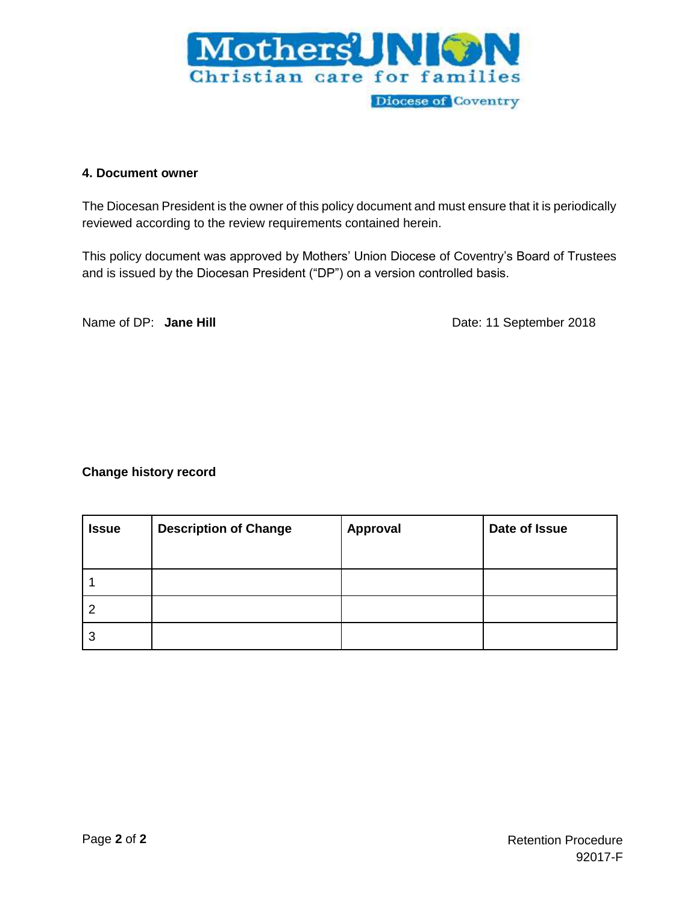### 4. Document owner

The Diocesan President is the owner of this policy document and must ensure that it is periodically reviewed according to the review requirements contained herein.

This policy document was approved by Mothers' Union Diocese of Coventry's Board of Trustees and is issued by the Diocesan President ("DP") on a version controlled basis.

Name of DP: **Jane Hill** Date: 11 September 2018

**Change history record**

| Issue | Description of Change | Approval | Date of Issue |
|---|---|---|---|
| 1 | | | |
| 2 | | | |
| 3 | | | |